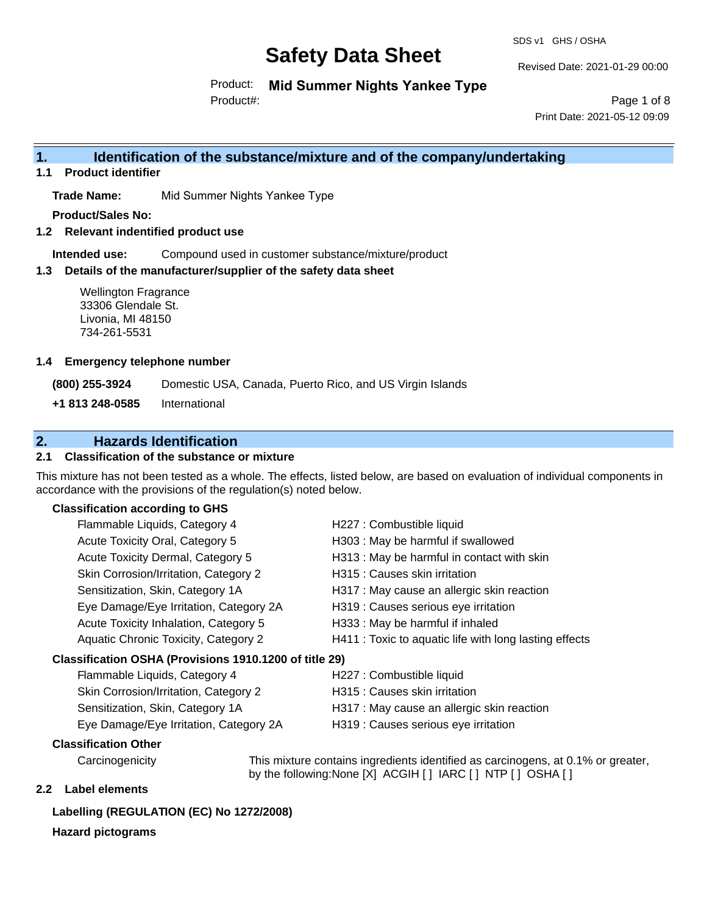SDS v1 GHS / OSHA

# Safety Data Sheet

Revised Date: 2021-01-29 00:00

Product: **Mid Summer Nights Yankee Type**

Product#:

Print Date: 2021-05-12 09:09

## 1. Identification of the substance/mixture and of the company/undertaking

### 1.1 Product identifier

**Trade Name:** Mid Summer Nights Yankee Type

**Product/Sales No:**

### 1.2 Relevant identified product use

**Intended use:** Compound used in customer substance/mixture/product

### 1.3 Details of the manufacturer/supplier of the safety data sheet

Wellington Fragrance
33306 Glendale St.
Livonia, MI 48150
734-261-5531

### 1.4 Emergency telephone number

**(800) 255-3924** Domestic USA, Canada, Puerto Rico, and US Virgin Islands

**+1 813 248-0585** International

## 2. Hazards Identification

### 2.1 Classification of the substance or mixture

This mixture has not been tested as a whole. The effects, listed below, are based on evaluation of individual components in accordance with the provisions of the regulation(s) noted below.

**Classification according to GHS**

| | |
|---|---|
| Flammable Liquids, Category 4 | H227 : Combustible liquid |
| Acute Toxicity Oral, Category 5 | H303 : May be harmful if swallowed |
| Acute Toxicity Dermal, Category 5 | H313 : May be harmful in contact with skin |
| Skin Corrosion/Irritation, Category 2 | H315 : Causes skin irritation |
| Sensitization, Skin, Category 1A | H317 : May cause an allergic skin reaction |
| Eye Damage/Eye Irritation, Category 2A | H319 : Causes serious eye irritation |
| Acute Toxicity Inhalation, Category 5 | H333 : May be harmful if inhaled |
| Aquatic Chronic Toxicity, Category 2 | H411 : Toxic to aquatic life with long lasting effects |

**Classification OSHA (Provisions 1910.1200 of title 29)**

| | |
|---|---|
| Flammable Liquids, Category 4 | H227 : Combustible liquid |
| Skin Corrosion/Irritation, Category 2 | H315 : Causes skin irritation |
| Sensitization, Skin, Category 1A | H317 : May cause an allergic skin reaction |
| Eye Damage/Eye Irritation, Category 2A | H319 : Causes serious eye irritation |

**Classification Other**

Carcinogenicity: This mixture contains ingredients identified as carcinogens, at 0.1% or greater, by the following:None [X] ACGIH [ ] IARC [ ] NTP [ ] OSHA [ ]

### 2.2 Label elements

**Labelling (REGULATION (EC) No 1272/2008)**

**Hazard pictograms**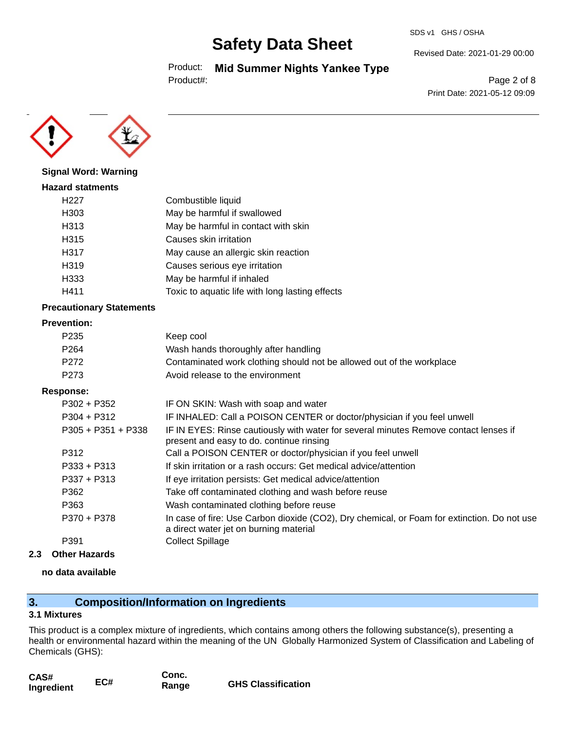**Signal Word: Warning**

**Hazard statments**

| | |
|---|---|
| H227 | Combustible liquid |
| H303 | May be harmful if swallowed |
| H313 | May be harmful in contact with skin |
| H315 | Causes skin irritation |
| H317 | May cause an allergic skin reaction |
| H319 | Causes serious eye irritation |
| H333 | May be harmful if inhaled |
| H411 | Toxic to aquatic life with long lasting effects |

**Precautionary Statements**

**Prevention:**

| | |
|---|---|
| P235 | Keep cool |
| P264 | Wash hands thoroughly after handling |
| P272 | Contaminated work clothing should not be allowed out of the workplace |
| P273 | Avoid release to the environment |

**Response:**

| | |
|---|---|
| P302 + P352 | IF ON SKIN: Wash with soap and water |
| P304 + P312 | IF INHALED: Call a POISON CENTER or doctor/physician if you feel unwell |
| P305 + P351 + P338 | IF IN EYES: Rinse cautiously with water for several minutes Remove contact lenses if present and easy to do. continue rinsing |
| P312 | Call a POISON CENTER or doctor/physician if you feel unwell |
| P333 + P313 | If skin irritation or a rash occurs: Get medical advice/attention |
| P337 + P313 | If eye irritation persists: Get medical advice/attention |
| P362 | Take off contaminated clothing and wash before reuse |
| P363 | Wash contaminated clothing before reuse |
| P370 + P378 | In case of fire: Use Carbon dioxide ($CO_2$), Dry chemical, or Foam for extinction. Do not use a direct water jet on burning material |
| P391 | Collect Spillage |

### 2.3 Other Hazards

**no data available**

## 3. Composition/Information on Ingredients

### 3.1 Mixtures

This product is a complex mixture of ingredients, which contains among others the following substance(s), presenting a health or environmental hazard within the meaning of the UN Globally Harmonized System of Classification and Labeling of Chemicals (GHS):

| CAS# Ingredient | EC# | Conc. Range | GHS Classification |
|---|---|---|---|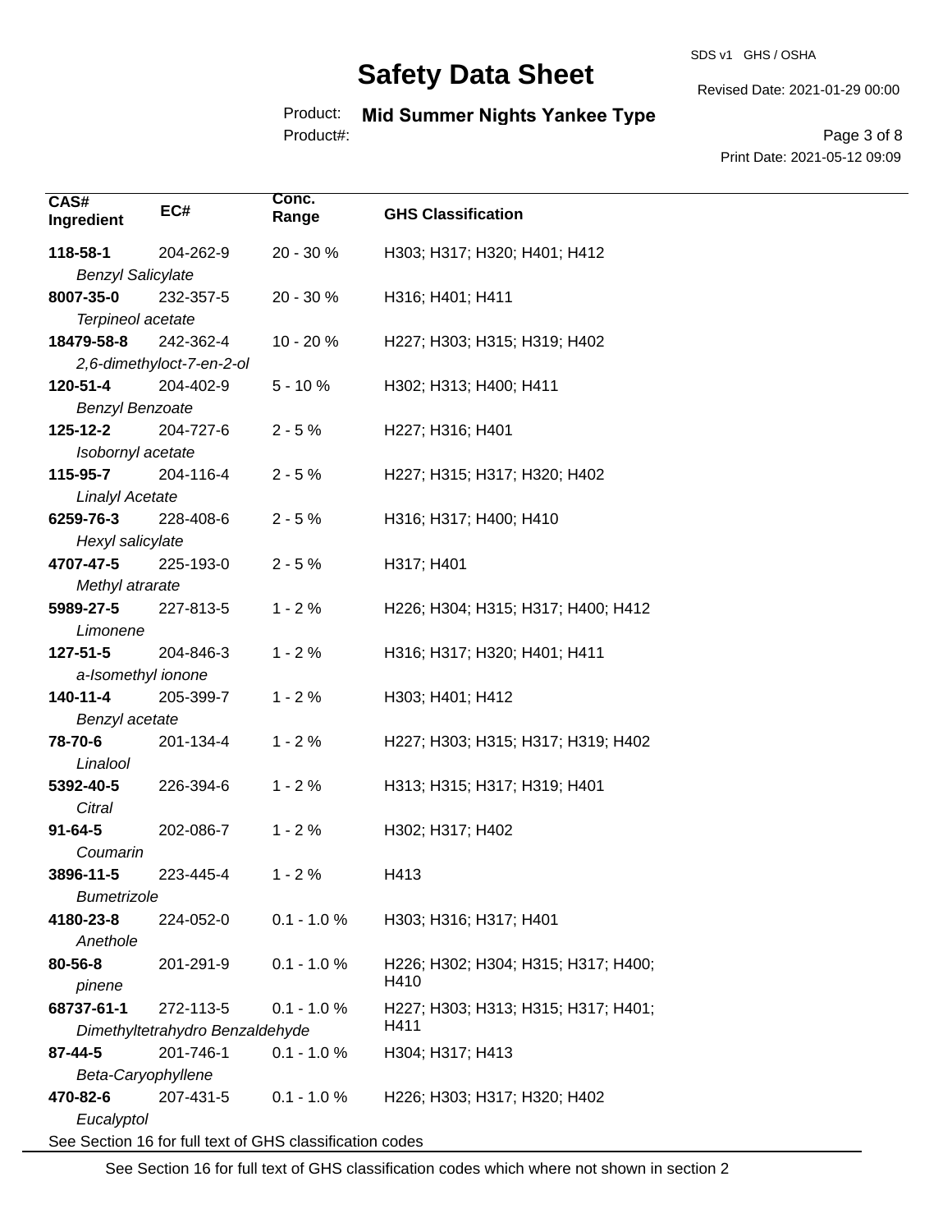| CAS# Ingredient | EC# | Conc. Range | GHS Classification |
|---|---|---|---|
| **118-58-1** *Benzyl Salicylate* | 204-262-9 | 20 - 30 % | H303; H317; H320; H401; H412 |
| **8007-35-0** *Terpineol acetate* | 232-357-5 | 20 - 30 % | H316; H401; H411 |
| **18479-58-8** *2,6-dimethyloct-7-en-2-ol* | 242-362-4 | 10 - 20 % | H227; H303; H315; H319; H402 |
| **120-51-4** *Benzyl Benzoate* | 204-402-9 | 5 - 10 % | H302; H313; H400; H411 |
| **125-12-2** *Isobornyl acetate* | 204-727-6 | 2 - 5 % | H227; H316; H401 |
| **115-95-7** *Linalyl Acetate* | 204-116-4 | 2 - 5 % | H227; H315; H317; H320; H402 |
| **6259-76-3** *Hexyl salicylate* | 228-408-6 | 2 - 5 % | H316; H317; H400; H410 |
| **4707-47-5** *Methyl atrarate* | 225-193-0 | 2 - 5 % | H317; H401 |
| **5989-27-5** *Limonene* | 227-813-5 | 1 - 2 % | H226; H304; H315; H317; H400; H412 |
| **127-51-5** *a-Isomethyl ionone* | 204-846-3 | 1 - 2 % | H316; H317; H320; H401; H411 |
| **140-11-4** *Benzyl acetate* | 205-399-7 | 1 - 2 % | H303; H401; H412 |
| **78-70-6** *Linalool* | 201-134-4 | 1 - 2 % | H227; H303; H315; H317; H319; H402 |
| **5392-40-5** *Citral* | 226-394-6 | 1 - 2 % | H313; H315; H317; H319; H401 |
| **91-64-5** *Coumarin* | 202-086-7 | 1 - 2 % | H302; H317; H402 |
| **3896-11-5** *Bumetrizole* | 223-445-4 | 1 - 2 % | H413 |
| **4180-23-8** *Anethole* | 224-052-0 | 0.1 - 1.0 % | H303; H316; H317; H401 |
| **80-56-8** *pinene* | 201-291-9 | 0.1 - 1.0 % | H226; H302; H304; H315; H317; H400; H410 |
| **68737-61-1** *Dimethyltetrahydro Benzaldehyde* | 272-113-5 | 0.1 - 1.0 % | H227; H303; H313; H315; H317; H401; H411 |
| **87-44-5** *Beta-Caryophyllene* | 201-746-1 | 0.1 - 1.0 % | H304; H317; H413 |
| **470-82-6** *Eucalyptol* | 207-431-5 | 0.1 - 1.0 % | H226; H303; H317; H320; H402 |

See Section 16 for full text of GHS classification codes

See Section 16 for full text of GHS classification codes which where not shown in section 2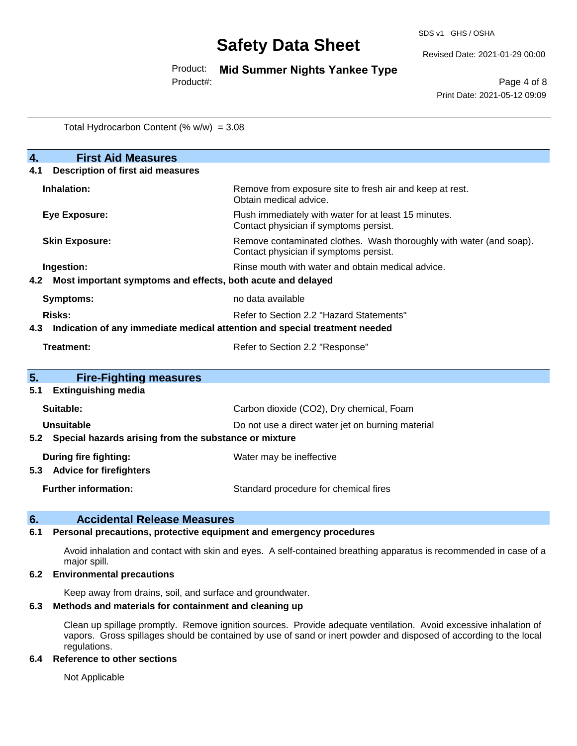Total Hydrocarbon Content (% w/w) = 3.08

## 4. First Aid Measures

### 4.1 Description of first aid measures

| | |
|---|---|
| **Inhalation:** | Remove from exposure site to fresh air and keep at rest. Obtain medical advice. |
| **Eye Exposure:** | Flush immediately with water for at least 15 minutes. Contact physician if symptoms persist. |
| **Skin Exposure:** | Remove contaminated clothes. Wash thoroughly with water (and soap). Contact physician if symptoms persist. |
| **Ingestion:** | Rinse mouth with water and obtain medical advice. |

### 4.2 Most important symptoms and effects, both acute and delayed

| | |
|---|---|
| **Symptoms:** | no data available |
| **Risks:** | Refer to Section 2.2 "Hazard Statements" |

### 4.3 Indication of any immediate medical attention and special treatment needed

| | |
|---|---|
| **Treatment:** | Refer to Section 2.2 "Response" |

## 5. Fire-Fighting measures

### 5.1 Extinguishing media

| | |
|---|---|
| **Suitable:** | Carbon dioxide ($CO_2$), Dry chemical, Foam |
| **Unsuitable** | Do not use a direct water jet on burning material |

### 5.2 Special hazards arising from the substance or mixture

| | |
|---|---|
| **During fire fighting:** | Water may be ineffective |

### 5.3 Advice for firefighters

| | |
|---|---|
| **Further information:** | Standard procedure for chemical fires |

## 6. Accidental Release Measures

### 6.1 Personal precautions, protective equipment and emergency procedures

Avoid inhalation and contact with skin and eyes. A self-contained breathing apparatus is recommended in case of a major spill.

### 6.2 Environmental precautions

Keep away from drains, soil, and surface and groundwater.

### 6.3 Methods and materials for containment and cleaning up

Clean up spillage promptly. Remove ignition sources. Provide adequate ventilation. Avoid excessive inhalation of vapors. Gross spillages should be contained by use of sand or inert powder and disposed of according to the local regulations.

### 6.4 Reference to other sections

Not Applicable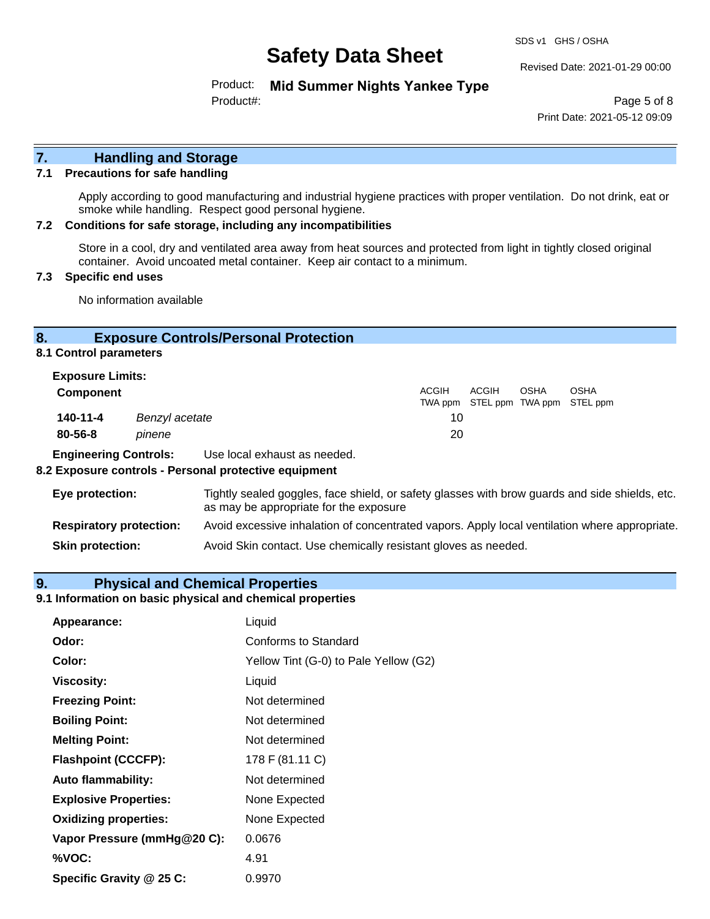## 7. Handling and Storage

### 7.1 Precautions for safe handling

Apply according to good manufacturing and industrial hygiene practices with proper ventilation. Do not drink, eat or smoke while handling. Respect good personal hygiene.

### 7.2 Conditions for safe storage, including any incompatibilities

Store in a cool, dry and ventilated area away from heat sources and protected from light in tightly closed original container. Avoid uncoated metal container. Keep air contact to a minimum.

### 7.3 Specific end uses

No information available

## 8. Exposure Controls/Personal Protection

### 8.1 Control parameters

**Exposure Limits:**

| Component | | ACGIH TWA ppm | ACGIH STEL ppm | OSHA TWA ppm | OSHA STEL ppm |
|---|---|---|---|---|---|
| **140-11-4** | *Benzyl acetate* | 10 | | | |
| **80-56-8** | *pinene* | 20 | | | |

**Engineering Controls:** Use local exhaust as needed.

### 8.2 Exposure controls - Personal protective equipment

**Eye protection:** Tightly sealed goggles, face shield, or safety glasses with brow guards and side shields, etc. as may be appropriate for the exposure

**Respiratory protection:** Avoid excessive inhalation of concentrated vapors. Apply local ventilation where appropriate.

**Skin protection:** Avoid Skin contact. Use chemically resistant gloves as needed.

## 9. Physical and Chemical Properties

### 9.1 Information on basic physical and chemical properties

| | |
|---|---|
| **Appearance:** | Liquid |
| **Odor:** | Conforms to Standard |
| **Color:** | Yellow Tint (G-0) to Pale Yellow (G2) |
| **Viscosity:** | Liquid |
| **Freezing Point:** | Not determined |
| **Boiling Point:** | Not determined |
| **Melting Point:** | Not determined |
| **Flashpoint (CCCFP):** | 178 F (81.11 C) |
| **Auto flammability:** | Not determined |
| **Explosive Properties:** | None Expected |
| **Oxidizing properties:** | None Expected |
| **Vapor Pressure (mmHg@20 C):** | 0.0676 |
| **%VOC:** | 4.91 |
| **Specific Gravity @ 25 C:** | 0.9970 |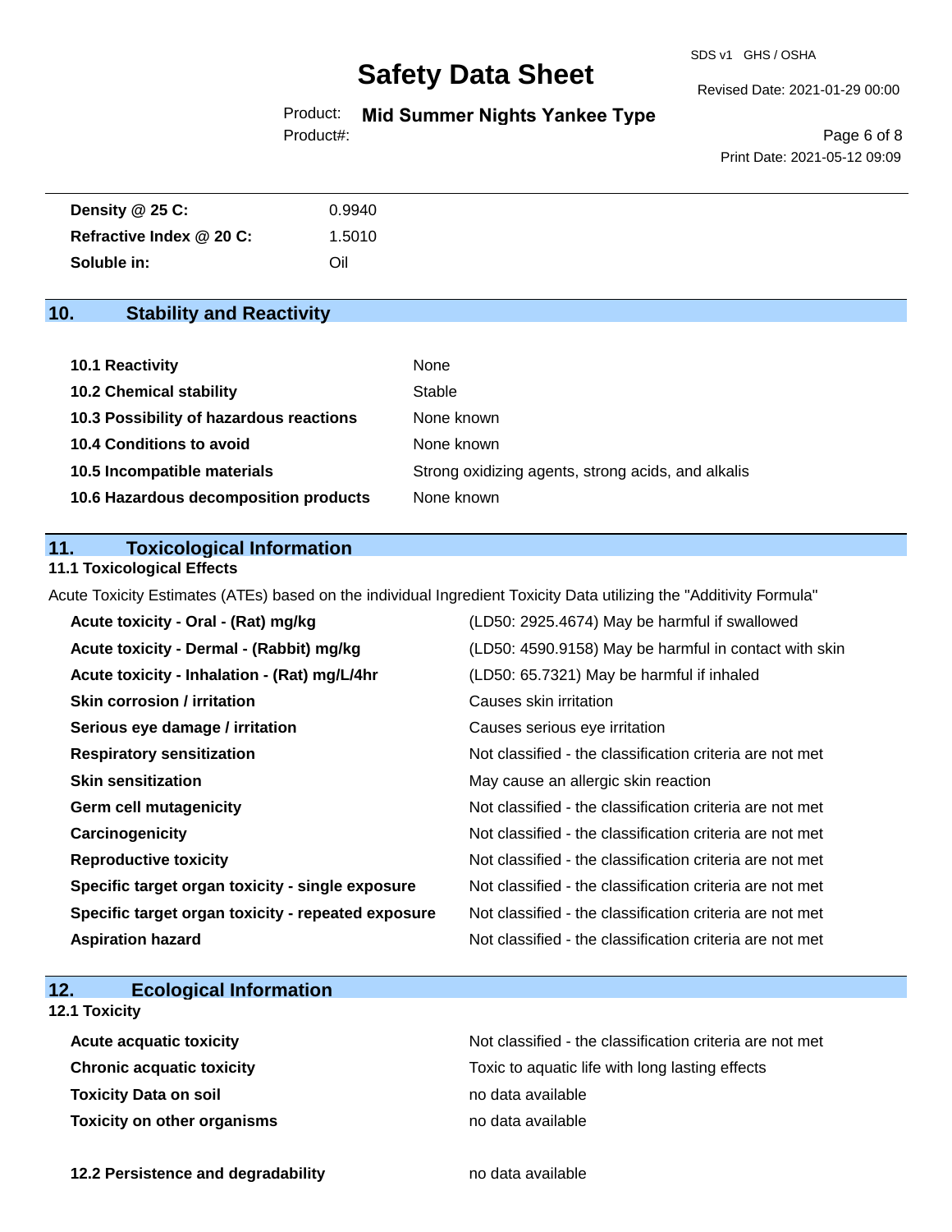| | |
|---|---|
| **Density @ 25 C:** | 0.9940 |
| **Refractive Index @ 20 C:** | 1.5010 |
| **Soluble in:** | Oil |

## 10. Stability and Reactivity

| | |
|---|---|
| **10.1 Reactivity** | None |
| **10.2 Chemical stability** | Stable |
| **10.3 Possibility of hazardous reactions** | None known |
| **10.4 Conditions to avoid** | None known |
| **10.5 Incompatible materials** | Strong oxidizing agents, strong acids, and alkalis |
| **10.6 Hazardous decomposition products** | None known |

## 11. Toxicological Information

### 11.1 Toxicological Effects

Acute Toxicity Estimates (ATEs) based on the individual Ingredient Toxicity Data utilizing the "Additivity Formula"

| | |
|---|---|
| **Acute toxicity - Oral - (Rat) mg/kg** | (LD50: 2925.4674) May be harmful if swallowed |
| **Acute toxicity - Dermal - (Rabbit) mg/kg** | (LD50: 4590.9158) May be harmful in contact with skin |
| **Acute toxicity - Inhalation - (Rat) mg/L/4hr** | (LD50: 65.7321) May be harmful if inhaled |
| **Skin corrosion / irritation** | Causes skin irritation |
| **Serious eye damage / irritation** | Causes serious eye irritation |
| **Respiratory sensitization** | Not classified - the classification criteria are not met |
| **Skin sensitization** | May cause an allergic skin reaction |
| **Germ cell mutagenicity** | Not classified - the classification criteria are not met |
| **Carcinogenicity** | Not classified - the classification criteria are not met |
| **Reproductive toxicity** | Not classified - the classification criteria are not met |
| **Specific target organ toxicity - single exposure** | Not classified - the classification criteria are not met |
| **Specific target organ toxicity - repeated exposure** | Not classified - the classification criteria are not met |
| **Aspiration hazard** | Not classified - the classification criteria are not met |

## 12. Ecological Information

### 12.1 Toxicity

| | |
|---|---|
| **Acute acquatic toxicity** | Not classified - the classification criteria are not met |
| **Chronic acquatic toxicity** | Toxic to aquatic life with long lasting effects |
| **Toxicity Data on soil** | no data available |
| **Toxicity on other organisms** | no data available |

| | |
|---|---|
| **12.2 Persistence and degradability** | no data available |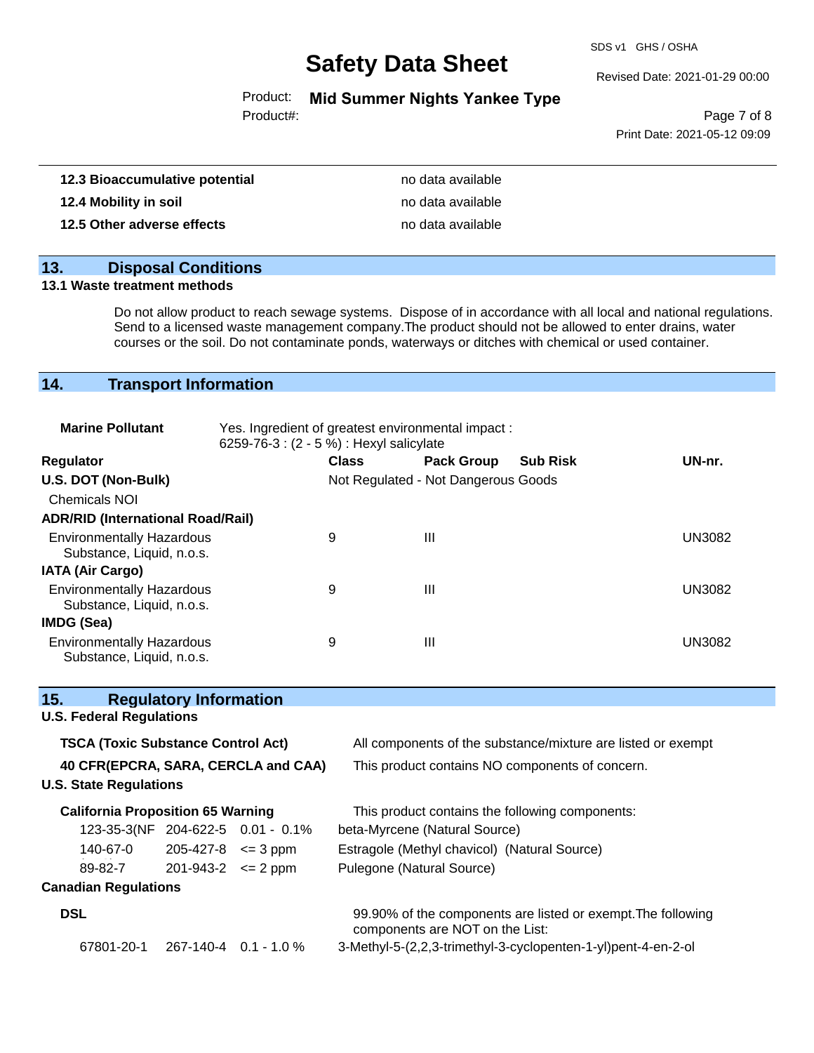| | |
|---|---|
| **12.3 Bioaccumulative potential** | no data available |
| **12.4 Mobility in soil** | no data available |
| **12.5 Other adverse effects** | no data available |

## 13. Disposal Conditions

### 13.1 Waste treatment methods

Do not allow product to reach sewage systems. Dispose of in accordance with all local and national regulations. Send to a licensed waste management company.The product should not be allowed to enter drains, water courses or the soil. Do not contaminate ponds, waterways or ditches with chemical or used container.

## 14. Transport Information

**Marine Pollutant** Yes. Ingredient of greatest environmental impact :
6259-76-3 : (2 - 5 %) : Hexyl salicylate

| Regulator | Class | Pack Group | Sub Risk | UN-nr. |
|---|---|---|---|---|
| **U.S. DOT (Non-Bulk)** | Not Regulated - Not Dangerous Goods | | | |
| Chemicals NOI | | | | |
| **ADR/RID (International Road/Rail)** | | | | |
| Environmentally Hazardous Substance, Liquid, n.o.s. | 9 | III | | UN3082 |
| **IATA (Air Cargo)** | | | | |
| Environmentally Hazardous Substance, Liquid, n.o.s. | 9 | III | | UN3082 |
| **IMDG (Sea)** | | | | |
| Environmentally Hazardous Substance, Liquid, n.o.s. | 9 | III | | UN3082 |

## 15. Regulatory Information

### U.S. Federal Regulations

| | |
|---|---|
| **TSCA (Toxic Substance Control Act)** | All components of the substance/mixture are listed or exempt |
| **40 CFR(EPCRA, SARA, CERCLA and CAA)** | This product contains NO components of concern. |

### U.S. State Regulations

**California Proposition 65 Warning** — This product contains the following components:

| | | | |
|---|---|---|---|
| 123-35-3(NF | 204-622-5 | 0.01 - 0.1% | beta-Myrcene (Natural Source) |
| 140-67-0 | 205-427-8 | <= 3 ppm | Estragole (Methyl chavicol) (Natural Source) |
| 89-82-7 | 201-943-2 | <= 2 ppm | Pulegone (Natural Source) |

### Canadian Regulations

**DSL** — 99.90% of the components are listed or exempt.The following components are NOT on the List:

| | | | |
|---|---|---|---|
| 67801-20-1 | 267-140-4 | 0.1 - 1.0 % | 3-Methyl-5-(2,2,3-trimethyl-3-cyclopenten-1-yl)pent-4-en-2-ol |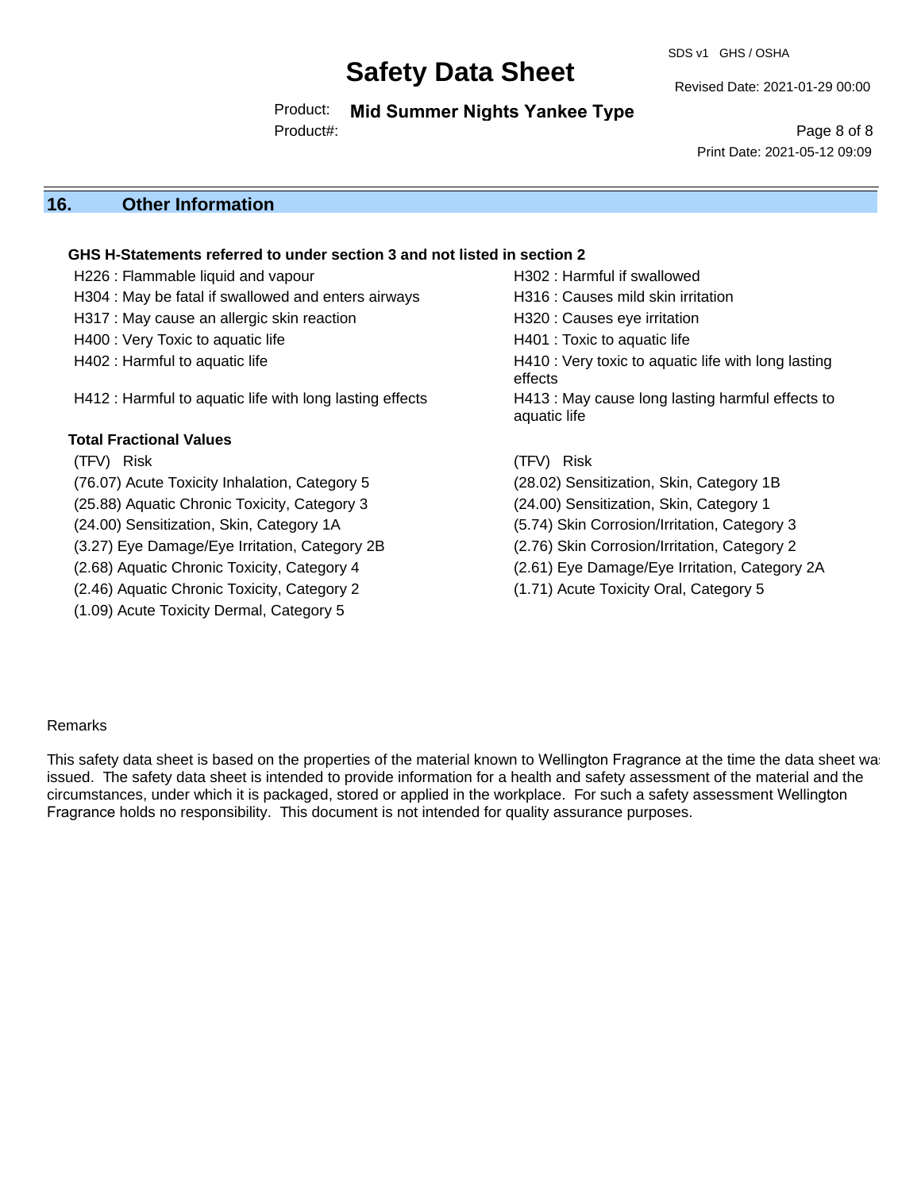## 16. Other Information

### GHS H-Statements referred to under section 3 and not listed in section 2

H226 : Flammable liquid and vapour
H302 : Harmful if swallowed
H304 : May be fatal if swallowed and enters airways
H316 : Causes mild skin irritation
H317 : May cause an allergic skin reaction
H320 : Causes eye irritation
H400 : Very Toxic to aquatic life
H401 : Toxic to aquatic life
H402 : Harmful to aquatic life
H410 : Very toxic to aquatic life with long lasting effects
H412 : Harmful to aquatic life with long lasting effects
H413 : May cause long lasting harmful effects to aquatic life

### Total Fractional Values

| (TFV) | Risk |
|---|---|
| (76.07) | Acute Toxicity Inhalation, Category 5 |
| (28.02) | Sensitization, Skin, Category 1B |
| (25.88) | Aquatic Chronic Toxicity, Category 3 |
| (24.00) | Sensitization, Skin, Category 1 |
| (24.00) | Sensitization, Skin, Category 1A |
| (5.74) | Skin Corrosion/Irritation, Category 3 |
| (3.27) | Eye Damage/Eye Irritation, Category 2B |
| (2.76) | Skin Corrosion/Irritation, Category 2 |
| (2.68) | Aquatic Chronic Toxicity, Category 4 |
| (2.61) | Eye Damage/Eye Irritation, Category 2A |
| (2.46) | Aquatic Chronic Toxicity, Category 2 |
| (1.71) | Acute Toxicity Oral, Category 5 |
| (1.09) | Acute Toxicity Dermal, Category 5 |

Remarks

This safety data sheet is based on the properties of the material known to Wellington Fragrance at the time the data sheet was issued. The safety data sheet is intended to provide information for a health and safety assessment of the material and the circumstances, under which it is packaged, stored or applied in the workplace. For such a safety assessment Wellington Fragrance holds no responsibility. This document is not intended for quality assurance purposes.